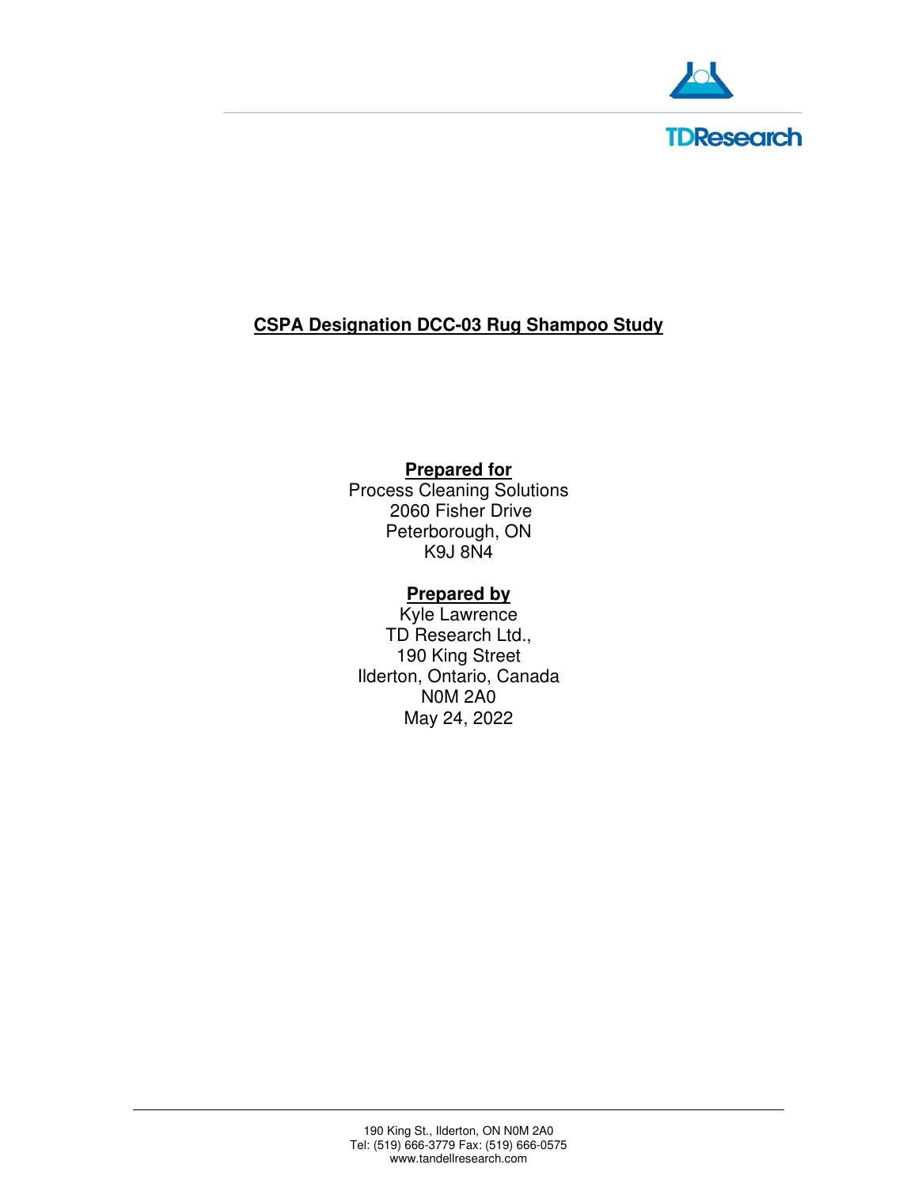TDResearch

# CSPA Designation DCC-03 Rug Shampoo Study

**Prepared for**

Process Cleaning Solutions
2060 Fisher Drive
Peterborough, ON
K9J 8N4

**Prepared by**

Kyle Lawrence
TD Research Ltd.,
190 King Street
Ilderton, Ontario, Canada
N0M 2A0
May 24, 2022

190 King St., Ilderton, ON N0M 2A0
Tel: (519) 666-3779 Fax: (519) 666-0575
www.tandellresearch.com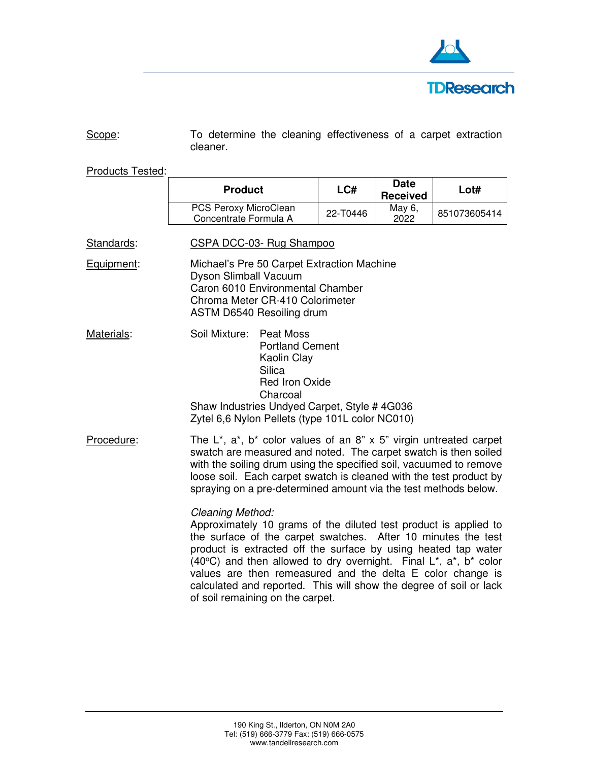Scope: To determine the cleaning effectiveness of a carpet extraction cleaner.

Products Tested:

| Product | LC# | Date Received | Lot# |
|---|---|---|---|
| PCS Peroxy MicroClean Concentrate Formula A | 22-T0446 | May 6, 2022 | 851073605414 |

Standards: CSPA DCC-03- Rug Shampoo

Equipment:
Michael's Pre 50 Carpet Extraction Machine
Dyson Slimball Vacuum
Caron 6010 Environmental Chamber
Chroma Meter CR-410 Colorimeter
ASTM D6540 Resoiling drum

Materials:
Soil Mixture:
- Peat Moss
- Portland Cement
- Kaolin Clay
- Silica
- Red Iron Oxide
- Charcoal

Shaw Industries Undyed Carpet, Style # 4G036
Zytel 6,6 Nylon Pellets (type 101L color NC010)

Procedure: The L*, a*, b* color values of an 8" x 5" virgin untreated carpet swatch are measured and noted. The carpet swatch is then soiled with the soiling drum using the specified soil, vacuumed to remove loose soil. Each carpet swatch is cleaned with the test product by spraying on a pre-determined amount via the test methods below.

*Cleaning Method:*
Approximately 10 grams of the diluted test product is applied to the surface of the carpet swatches. After 10 minutes the test product is extracted off the surface by using heated tap water (40°C) and then allowed to dry overnight. Final L*, a*, b* color values are then remeasured and the delta E color change is calculated and reported. This will show the degree of soil or lack of soil remaining on the carpet.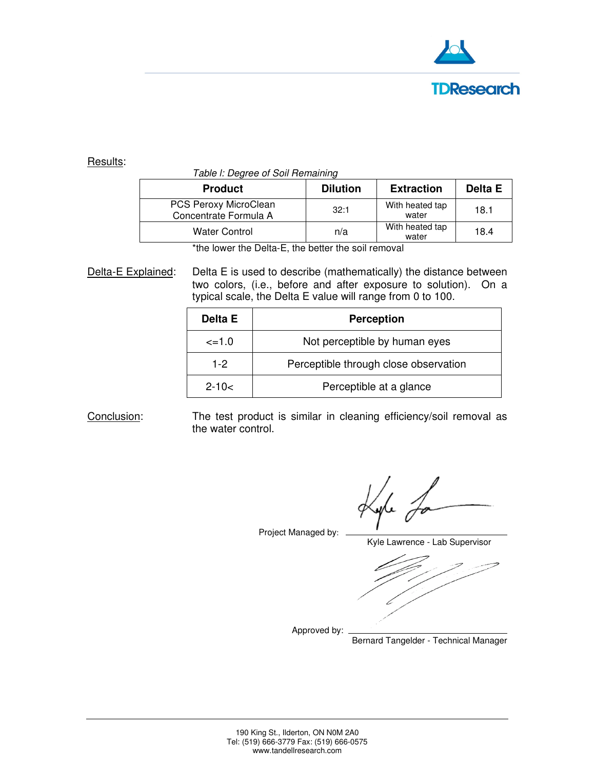Results:

*Table I: Degree of Soil Remaining*

| Product | Dilution | Extraction | Delta E |
|---|---|---|---|
| PCS Peroxy MicroClean Concentrate Formula A | 32:1 | With heated tap water | 18.1 |
| Water Control | n/a | With heated tap water | 18.4 |

*the lower the Delta-E, the better the soil removal

Delta-E Explained: Delta E is used to describe (mathematically) the distance between two colors, (i.e., before and after exposure to solution). On a typical scale, the Delta E value will range from 0 to 100.

| Delta E | Perception |
|---|---|
| <=1.0 | Not perceptible by human eyes |
| 1-2 | Perceptible through close observation |
| 2-10< | Perceptible at a glance |

Conclusion: The test product is similar in cleaning efficiency/soil removal as the water control.

Project Managed by: ______________________

Kyle Lawrence - Lab Supervisor

Approved by: ______________________

Bernard Tangelder - Technical Manager

190 King St., Ilderton, ON N0M 2A0
Tel: (519) 666-3779 Fax: (519) 666-0575
www.tandellresearch.com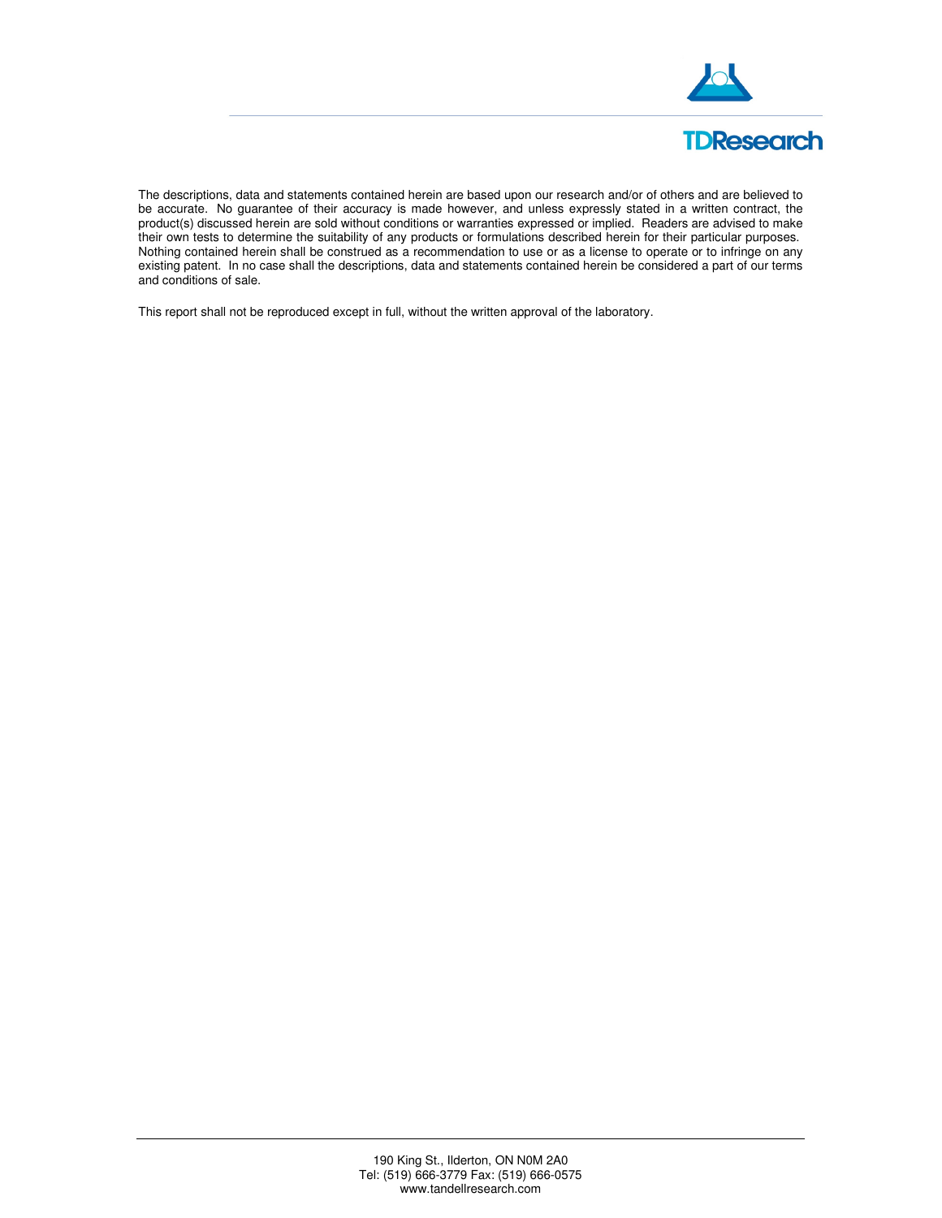The descriptions, data and statements contained herein are based upon our research and/or of others and are believed to be accurate. No guarantee of their accuracy is made however, and unless expressly stated in a written contract, the product(s) discussed herein are sold without conditions or warranties expressed or implied. Readers are advised to make their own tests to determine the suitability of any products or formulations described herein for their particular purposes. Nothing contained herein shall be construed as a recommendation to use or as a license to operate or to infringe on any existing patent. In no case shall the descriptions, data and statements contained herein be considered a part of our terms and conditions of sale.

This report shall not be reproduced except in full, without the written approval of the laboratory.